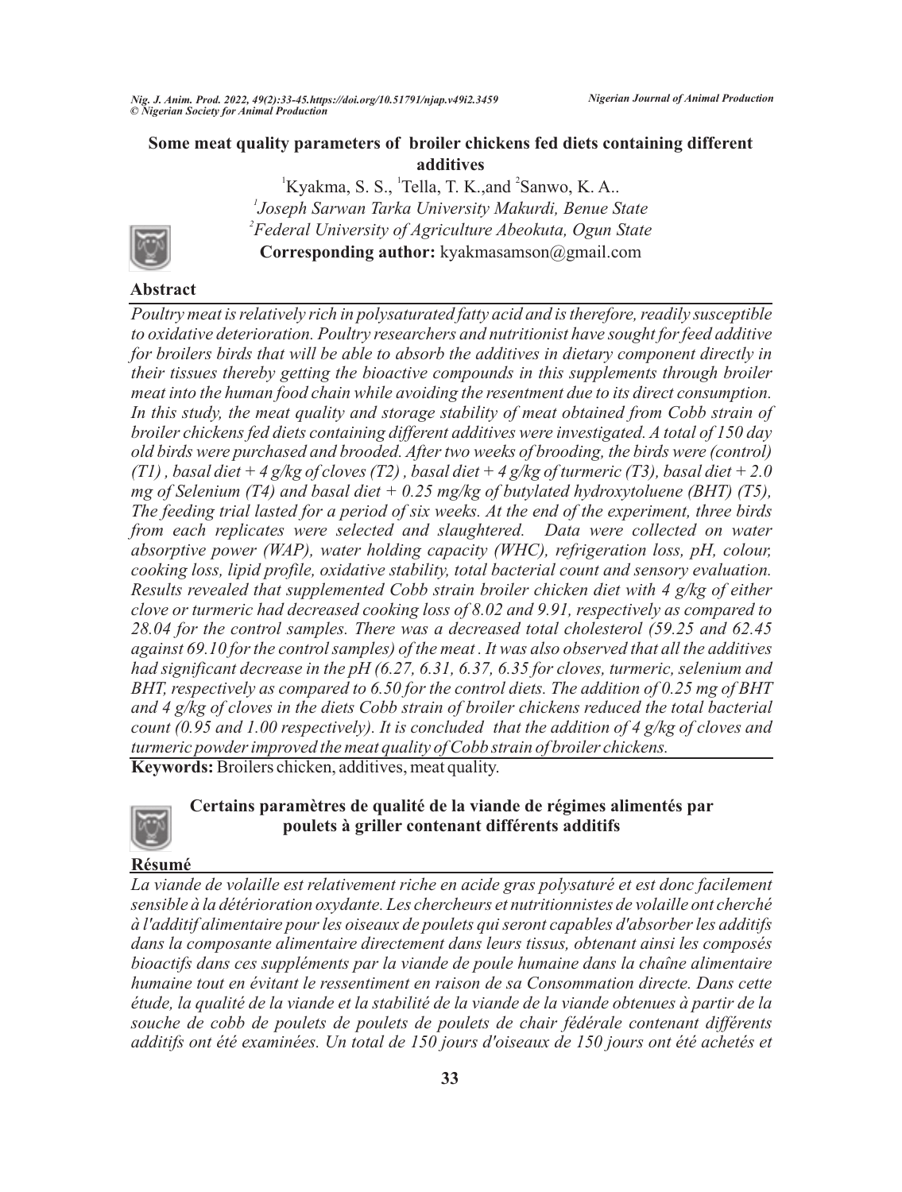# Some meat quality parameters of broiler chickens fed diets containing different additives

[1]Kyakma, S. S., [1]Tella, T. K.,and [2]Sanwo, K. A..

[1]*Joseph Sarwan Tarka University Makurdi, Benue State*

[2]*Federal University of Agriculture Abeokuta, Ogun State*

**Corresponding author:** kyakmasamson@gmail.com

## Abstract

*Poultry meat is relatively rich in polysaturated fatty acid and is therefore, readily susceptible to oxidative deterioration. Poultry researchers and nutritionist have sought for feed additive for broilers birds that will be able to absorb the additives in dietary component directly in their tissues thereby getting the bioactive compounds in this supplements through broiler meat into the human food chain while avoiding the resentment due to its direct consumption. In this study, the meat quality and storage stability of meat obtained from Cobb strain of broiler chickens fed diets containing different additives were investigated. A total of 150 day old birds were purchased and brooded. After two weeks of brooding, the birds were (control) (T1) , basal diet + 4 g/kg of cloves (T2) , basal diet + 4 g/kg of turmeric (T3), basal diet + 2.0 mg of Selenium (T4) and basal diet + 0.25 mg/kg of butylated hydroxytoluene (BHT) (T5), The feeding trial lasted for a period of six weeks. At the end of the experiment, three birds from each replicates were selected and slaughtered. Data were collected on water absorptive power (WAP), water holding capacity (WHC), refrigeration loss, pH, colour, cooking loss, lipid profile, oxidative stability, total bacterial count and sensory evaluation. Results revealed that supplemented Cobb strain broiler chicken diet with 4 g/kg of either clove or turmeric had decreased cooking loss of 8.02 and 9.91, respectively as compared to 28.04 for the control samples. There was a decreased total cholesterol (59.25 and 62.45 against 69.10 for the control samples) of the meat . It was also observed that all the additives had significant decrease in the pH (6.27, 6.31, 6.37, 6.35 for cloves, turmeric, selenium and BHT, respectively as compared to 6.50 for the control diets. The addition of 0.25 mg of BHT and 4 g/kg of cloves in the diets Cobb strain of broiler chickens reduced the total bacterial count (0.95 and 1.00 respectively). It is concluded that the addition of 4 g/kg of cloves and turmeric powder improved the meat quality of Cobb strain of broiler chickens.*

**Keywords:** Broilers chicken, additives, meat quality.

# Certains paramètres de qualité de la viande de régimes alimentés par poulets à griller contenant différents additifs

## Résumé

*La viande de volaille est relativement riche en acide gras polysaturé et est donc facilement sensible à la détérioration oxydante. Les chercheurs et nutritionnistes de volaille ont cherché à l'additif alimentaire pour les oiseaux de poulets qui seront capables d'absorber les additifs dans la composante alimentaire directement dans leurs tissus, obtenant ainsi les composés bioactifs dans ces suppléments par la viande de poule humaine dans la chaîne alimentaire humaine tout en évitant le ressentiment en raison de sa Consommation directe. Dans cette étude, la qualité de la viande et la stabilité de la viande de la viande obtenues à partir de la souche de cobb de poulets de poulets de poulets de chair fédérale contenant différents additifs ont été examinées. Un total de 150 jours d'oiseaux de 150 jours ont été achetés et*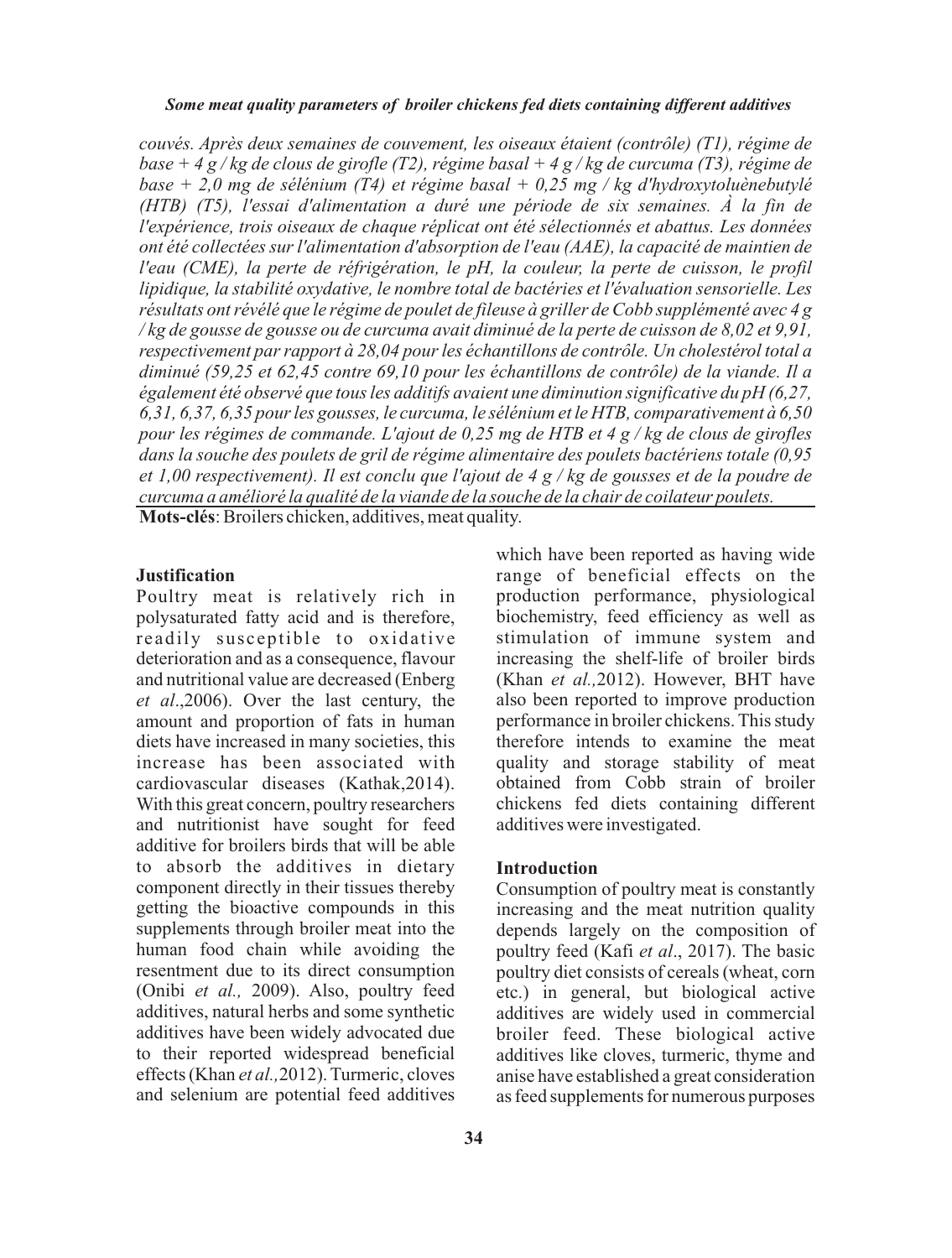*couvés. Après deux semaines de couvement, les oiseaux étaient (contrôle) (T1), régime de base + 4 g / kg de clous de girofle (T2), régime basal + 4 g / kg de curcuma (T3), régime de base + 2,0 mg de sélénium (T4) et régime basal + 0,25 mg / kg d'hydroxytoluènebutylé (HTB) (T5), l'essai d'alimentation a duré une période de six semaines. À la fin de l'expérience, trois oiseaux de chaque réplicat ont été sélectionnés et abattus. Les données ont été collectées sur l'alimentation d'absorption de l'eau (AAE), la capacité de maintien de l'eau (CME), la perte de réfrigération, le pH, la couleur, la perte de cuisson, le profil lipidique, la stabilité oxydative, le nombre total de bactéries et l'évaluation sensorielle. Les résultats ont révélé que le régime de poulet de fileuse à griller de Cobb supplémenté avec 4 g / kg de gousse de gousse ou de curcuma avait diminué de la perte de cuisson de 8,02 et 9,91, respectivement par rapport à 28,04 pour les échantillons de contrôle. Un cholestérol total a diminué (59,25 et 62,45 contre 69,10 pour les échantillons de contrôle) de la viande. Il a également été observé que tous les additifs avaient une diminution significative du pH (6,27, 6,31, 6,37, 6,35 pour les gousses, le curcuma, le sélénium et le HTB, comparativement à 6,50 pour les régimes de commande. L'ajout de 0,25 mg de HTB et 4 g / kg de clous de girofles dans la souche des poulets de gril de régime alimentaire des poulets bactériens totale (0,95 et 1,00 respectivement). Il est conclu que l'ajout de 4 g / kg de gousses et de la poudre de curcuma a amélioré la qualité de la viande de la souche de la chair de coilateur poulets.*

**Mots-clés**: Broilers chicken, additives, meat quality.

### Justification

Poultry meat is relatively rich in polysaturated fatty acid and is therefore, readily susceptible to oxidative deterioration and as a consequence, flavour and nutritional value are decreased (Enberg *et al*.,2006). Over the last century, the amount and proportion of fats in human diets have increased in many societies, this increase has been associated with cardiovascular diseases (Kathak,2014). With this great concern, poultry researchers and nutritionist have sought for feed additive for broilers birds that will be able to absorb the additives in dietary component directly in their tissues thereby getting the bioactive compounds in this supplements through broiler meat into the human food chain while avoiding the resentment due to its direct consumption (Onibi *et al.,* 2009). Also, poultry feed additives, natural herbs and some synthetic additives have been widely advocated due to their reported widespread beneficial effects (Khan *et al.,*2012). Turmeric, cloves and selenium are potential feed additives which have been reported as having wide range of beneficial effects on the production performance, physiological biochemistry, feed efficiency as well as stimulation of immune system and increasing the shelf-life of broiler birds (Khan *et al.,*2012). However, BHT have also been reported to improve production performance in broiler chickens. This study therefore intends to examine the meat quality and storage stability of meat obtained from Cobb strain of broiler chickens fed diets containing different additives were investigated.

### Introduction

Consumption of poultry meat is constantly increasing and the meat nutrition quality depends largely on the composition of poultry feed (Kafi *et al*., 2017). The basic poultry diet consists of cereals (wheat, corn etc.) in general, but biological active additives are widely used in commercial broiler feed. These biological active additives like cloves, turmeric, thyme and anise have established a great consideration as feed supplements for numerous purposes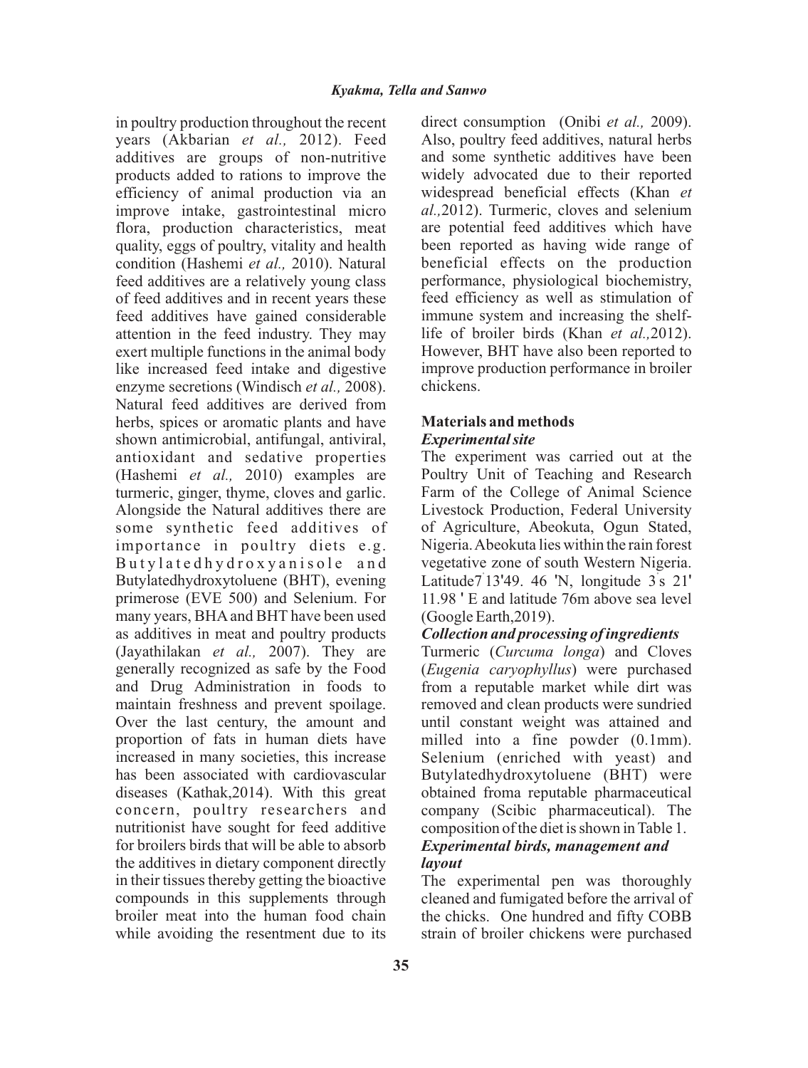in poultry production throughout the recent years (Akbarian *et al.,* 2012). Feed additives are groups of non-nutritive products added to rations to improve the efficiency of animal production via an improve intake, gastrointestinal micro flora, production characteristics, meat quality, eggs of poultry, vitality and health condition (Hashemi *et al.,* 2010). Natural feed additives are a relatively young class of feed additives and in recent years these feed additives have gained considerable attention in the feed industry. They may exert multiple functions in the animal body like increased feed intake and digestive enzyme secretions (Windisch *et al.,* 2008). Natural feed additives are derived from herbs, spices or aromatic plants and have shown antimicrobial, antifungal, antiviral, antioxidant and sedative properties (Hashemi *et al.,* 2010) examples are turmeric, ginger, thyme, cloves and garlic. Alongside the Natural additives there are some synthetic feed additives of importance in poultry diets e.g. Butylatedhydroxyanisole and Butylatedhydroxytoluene (BHT), evening primerose (EVE 500) and Selenium. For many years, BHA and BHT have been used as additives in meat and poultry products (Jayathilakan *et al.,* 2007). They are generally recognized as safe by the Food and Drug Administration in foods to maintain freshness and prevent spoilage. Over the last century, the amount and proportion of fats in human diets have increased in many societies, this increase has been associated with cardiovascular diseases (Kathak,2014). With this great concern, poultry researchers and nutritionist have sought for feed additive for broilers birds that will be able to absorb the additives in dietary component directly in their tissues thereby getting the bioactive compounds in this supplements through broiler meat into the human food chain while avoiding the resentment due to its direct consumption (Onibi *et al.,* 2009). Also, poultry feed additives, natural herbs and some synthetic additives have been widely advocated due to their reported widespread beneficial effects (Khan *et al.,*2012). Turmeric, cloves and selenium are potential feed additives which have been reported as having wide range of beneficial effects on the production performance, physiological biochemistry, feed efficiency as well as stimulation of immune system and increasing the shelf-life of broiler birds (Khan *et al.,*2012). However, BHT have also been reported to improve production performance in broiler chickens.

## Materials and methods

### *Experimental site*

The experiment was carried out at the Poultry Unit of Teaching and Research Farm of the College of Animal Science Livestock Production, Federal University of Agriculture, Abeokuta, Ogun Stated, Nigeria. Abeokuta lies within the rain forest vegetative zone of south Western Nigeria. Latitude7' 13'49. 46 'N, longitude 3's 21' 11.98 ' E and latitude 76m above sea level (Google Earth,2019).

### *Collection and processing of ingredients*

Turmeric (*Curcuma longa*) and Cloves (*Eugenia caryophyllus*) were purchased from a reputable market while dirt was removed and clean products were sundried until constant weight was attained and milled into a fine powder (0.1mm). Selenium (enriched with yeast) and Butylatedhydroxytoluene (BHT) were obtained froma reputable pharmaceutical company (Scibic pharmaceutical). The composition of the diet is shown in Table 1.

### *Experimental birds, management and layout*

The experimental pen was thoroughly cleaned and fumigated before the arrival of the chicks. One hundred and fifty COBB strain of broiler chickens were purchased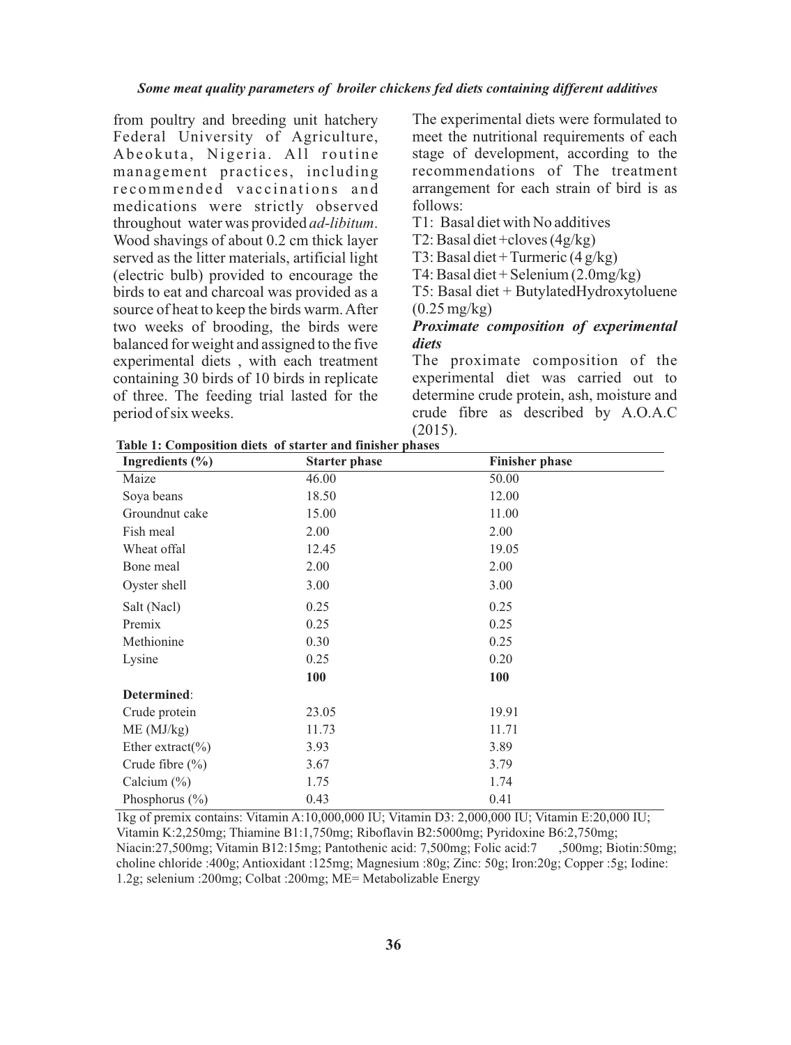from poultry and breeding unit hatchery Federal University of Agriculture, Abeokuta, Nigeria. All routine management practices, including recommended vaccinations and medications were strictly observed throughout water was provided *ad-libitum*. Wood shavings of about 0.2 cm thick layer served as the litter materials, artificial light (electric bulb) provided to encourage the birds to eat and charcoal was provided as a source of heat to keep the birds warm. After two weeks of brooding, the birds were balanced for weight and assigned to the five experimental diets , with each treatment containing 30 birds of 10 birds in replicate of three. The feeding trial lasted for the period of six weeks.

The experimental diets were formulated to meet the nutritional requirements of each stage of development, according to the recommendations of The treatment arrangement for each strain of bird is as follows:

T1: Basal diet with No additives

T2: Basal diet +cloves (4g/kg)

T3: Basal diet + Turmeric (4 g/kg)

T4: Basal diet + Selenium (2.0mg/kg)

T5: Basal diet + ButylatedHydroxytoluene (0.25 mg/kg)

### *Proximate composition of experimental diets*

The proximate composition of the experimental diet was carried out to determine crude protein, ash, moisture and crude fibre as described by A.O.A.C (2015).

**Table 1: Composition diets of starter and finisher phases**

| Ingredients (%) | Starter phase | Finisher phase |
|---|---|---|
| Maize | 46.00 | 50.00 |
| Soya beans | 18.50 | 12.00 |
| Groundnut cake | 15.00 | 11.00 |
| Fish meal | 2.00 | 2.00 |
| Wheat offal | 12.45 | 19.05 |
| Bone meal | 2.00 | 2.00 |
| Oyster shell | 3.00 | 3.00 |
| Salt (Nacl) | 0.25 | 0.25 |
| Premix | 0.25 | 0.25 |
| Methionine | 0.30 | 0.25 |
| Lysine | 0.25 | 0.20 |
| | **100** | **100** |
| **Determined**: | | |
| Crude protein | 23.05 | 19.91 |
| ME (MJ/kg) | 11.73 | 11.71 |
| Ether extract(%) | 3.93 | 3.89 |
| Crude fibre (%) | 3.67 | 3.79 |
| Calcium (%) | 1.75 | 1.74 |
| Phosphorus (%) | 0.43 | 0.41 |

1kg of premix contains: Vitamin A:10,000,000 IU; Vitamin D3: 2,000,000 IU; Vitamin E:20,000 IU; Vitamin K:2,250mg; Thiamine B1:1,750mg; Riboflavin B2:5000mg; Pyridoxine B6:2,750mg; Niacin:27,500mg; Vitamin B12:15mg; Pantothenic acid: 7,500mg; Folic acid:7 ,500mg; Biotin:50mg; choline chloride :400g; Antioxidant :125mg; Magnesium :80g; Zinc: 50g; Iron:20g; Copper :5g; Iodine: 1.2g; selenium :200mg; Colbat :200mg; ME= Metabolizable Energy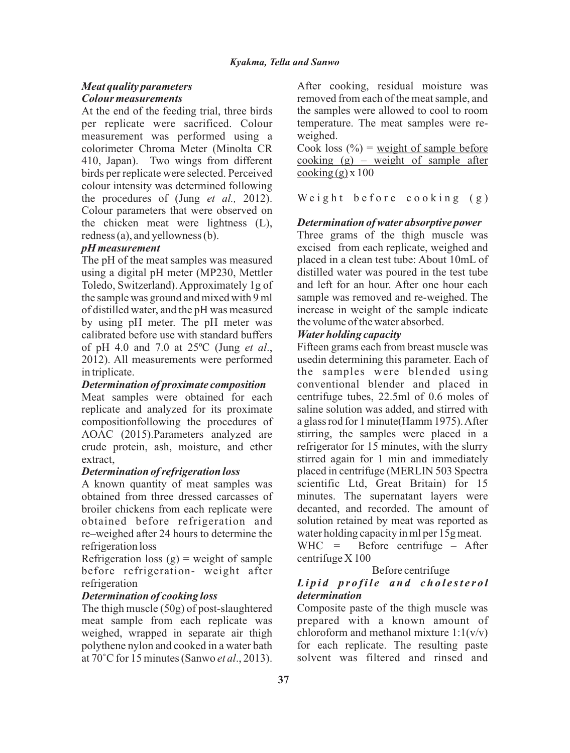### *Meat quality parameters*

#### *Colour measurements*

At the end of the feeding trial, three birds per replicate were sacrificed. Colour measurement was performed using a colorimeter Chroma Meter (Minolta CR 410, Japan). Two wings from different birds per replicate were selected. Perceived colour intensity was determined following the procedures of (Jung *et al.,* 2012). Colour parameters that were observed on the chicken meat were lightness (L), redness (a), and yellowness (b).

#### *pH measurement*

The pH of the meat samples was measured using a digital pH meter (MP230, Mettler Toledo, Switzerland). Approximately 1g of the sample was ground and mixed with 9 ml of distilled water, and the pH was measured by using pH meter. The pH meter was calibrated before use with standard buffers of pH 4.0 and 7.0 at 25ºC (Jung *et al*., 2012). All measurements were performed in triplicate.

#### *Determination of proximate composition*

Meat samples were obtained for each replicate and analyzed for its proximate compositionfollowing the procedures of AOAC (2015).Parameters analyzed are crude protein, ash, moisture, and ether extract,

#### *Determination of refrigeration loss*

A known quantity of meat samples was obtained from three dressed carcasses of broiler chickens from each replicate were obtained before refrigeration and re–weighed after 24 hours to determine the refrigeration loss

Refrigeration loss (g) = weight of sample before refrigeration- weight after refrigeration

#### *Determination of cooking loss*

The thigh muscle (50g) of post-slaughtered meat sample from each replicate was weighed, wrapped in separate air thigh polythene nylon and cooked in a water bath at 70˚C for 15 minutes (Sanwo *et al*., 2013). After cooking, residual moisture was removed from each of the meat sample, and the samples were allowed to cool to room temperature. The meat samples were re-weighed.

$$\text{Cook loss } (\%) = \frac{\text{weight of sample before cooking (g)} - \text{weight of sample after cooking (g)}}{\text{Weight before cooking (g)}} \times 100$$

#### *Determination of water absorptive power*

Three grams of the thigh muscle was excised from each replicate, weighed and placed in a clean test tube: About 10mL of distilled water was poured in the test tube and left for an hour. After one hour each sample was removed and re-weighed. The increase in weight of the sample indicate the volume of the water absorbed.

#### *Water holding capacity*

Fifteen grams each from breast muscle was usedin determining this parameter. Each of the samples were blended using conventional blender and placed in centrifuge tubes, 22.5ml of 0.6 moles of saline solution was added, and stirred with a glass rod for 1 minute(Hamm 1975). After stirring, the samples were placed in a refrigerator for 15 minutes, with the slurry stirred again for 1 min and immediately placed in centrifuge (MERLIN 503 Spectra scientific Ltd, Great Britain) for 15 minutes. The supernatant layers were decanted, and recorded. The amount of solution retained by meat was reported as water holding capacity in ml per 15g meat.

$$\text{WHC} = \frac{\text{Before centrifuge} - \text{After centrifuge}}{\text{Before centrifuge}} \times 100$$

#### *Lipid profile and cholesterol determination*

Composite paste of the thigh muscle was prepared with a known amount of chloroform and methanol mixture 1:1(v/v) for each replicate. The resulting paste solvent was filtered and rinsed and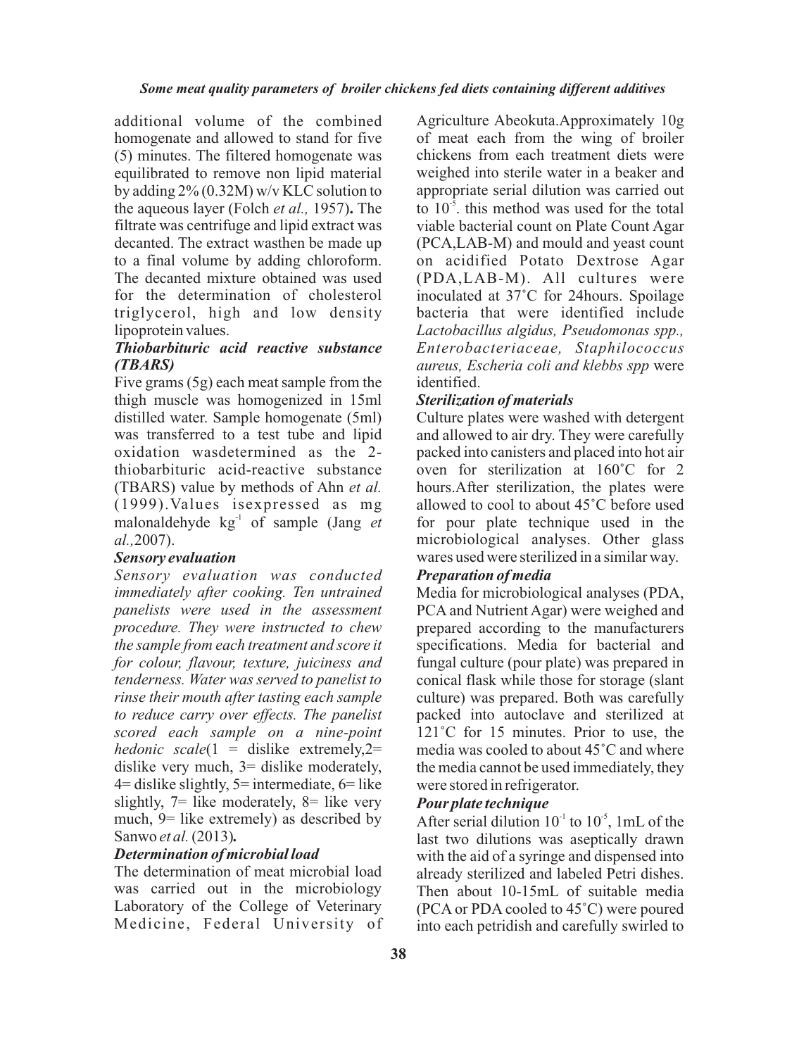additional volume of the combined homogenate and allowed to stand for five (5) minutes. The filtered homogenate was equilibrated to remove non lipid material by adding 2% (0.32M) w/v KLC solution to the aqueous layer (Folch *et al.,* 1957)**.** The filtrate was centrifuge and lipid extract was decanted. The extract wasthen be made up to a final volume by adding chloroform. The decanted mixture obtained was used for the determination of cholesterol triglycerol, high and low density lipoprotein values.

### *Thiobarbituric acid reactive substance (TBARS)*

Five grams (5g) each meat sample from the thigh muscle was homogenized in 15ml distilled water. Sample homogenate (5ml) was transferred to a test tube and lipid oxidation wasdetermined as the 2-thiobarbituric acid-reactive substance (TBARS) value by methods of Ahn *et al.* (1999).Values isexpressed as mg malonaldehyde $kg^{-1}$ of sample (Jang *et al.,*2007).

### *Sensory evaluation*

*Sensory evaluation was conducted immediately after cooking. Ten untrained panelists were used in the assessment procedure. They were instructed to chew the sample from each treatment and score it for colour, flavour, texture, juiciness and tenderness. Water was served to panelist to rinse their mouth after tasting each sample to reduce carry over effects. The panelist scored each sample on a nine-point hedonic scale*(1 = dislike extremely,2= dislike very much, 3= dislike moderately, 4= dislike slightly, 5= intermediate, 6= like slightly, 7= like moderately, 8= like very much, 9= like extremely) as described by Sanwo *et al.* (2013)**.**

### *Determination of microbial load*

The determination of meat microbial load was carried out in the microbiology Laboratory of the College of Veterinary Medicine, Federal University of Agriculture Abeokuta.Approximately 10g of meat each from the wing of broiler chickens from each treatment diets were weighed into sterile water in a beaker and appropriate serial dilution was carried out to $10^{-5}$. this method was used for the total viable bacterial count on Plate Count Agar (PCA,LAB-M) and mould and yeast count on acidified Potato Dextrose Agar (PDA,LAB-M). All cultures were inoculated at 37˚C for 24hours. Spoilage bacteria that were identified include *Lactobacillus algidus, Pseudomonas spp., Enterobacteriaceae, Staphilococcus aureus, Escheria coli and klebbs spp* were identified.

### *Sterilization of materials*

Culture plates were washed with detergent and allowed to air dry. They were carefully packed into canisters and placed into hot air oven for sterilization at 160˚C for 2 hours.After sterilization, the plates were allowed to cool to about 45˚C before used for pour plate technique used in the microbiological analyses. Other glass wares used were sterilized in a similar way.

### *Preparation of media*

Media for microbiological analyses (PDA, PCA and Nutrient Agar) were weighed and prepared according to the manufacturers specifications. Media for bacterial and fungal culture (pour plate) was prepared in conical flask while those for storage (slant culture) was prepared. Both was carefully packed into autoclave and sterilized at 121˚C for 15 minutes. Prior to use, the media was cooled to about 45˚C and where the media cannot be used immediately, they were stored in refrigerator.

### *Pour plate technique*

After serial dilution $10^{-1}$ to $10^{-5}$, 1mL of the last two dilutions was aseptically drawn with the aid of a syringe and dispensed into already sterilized and labeled Petri dishes. Then about 10-15mL of suitable media (PCA or PDA cooled to 45˚C) were poured into each petridish and carefully swirled to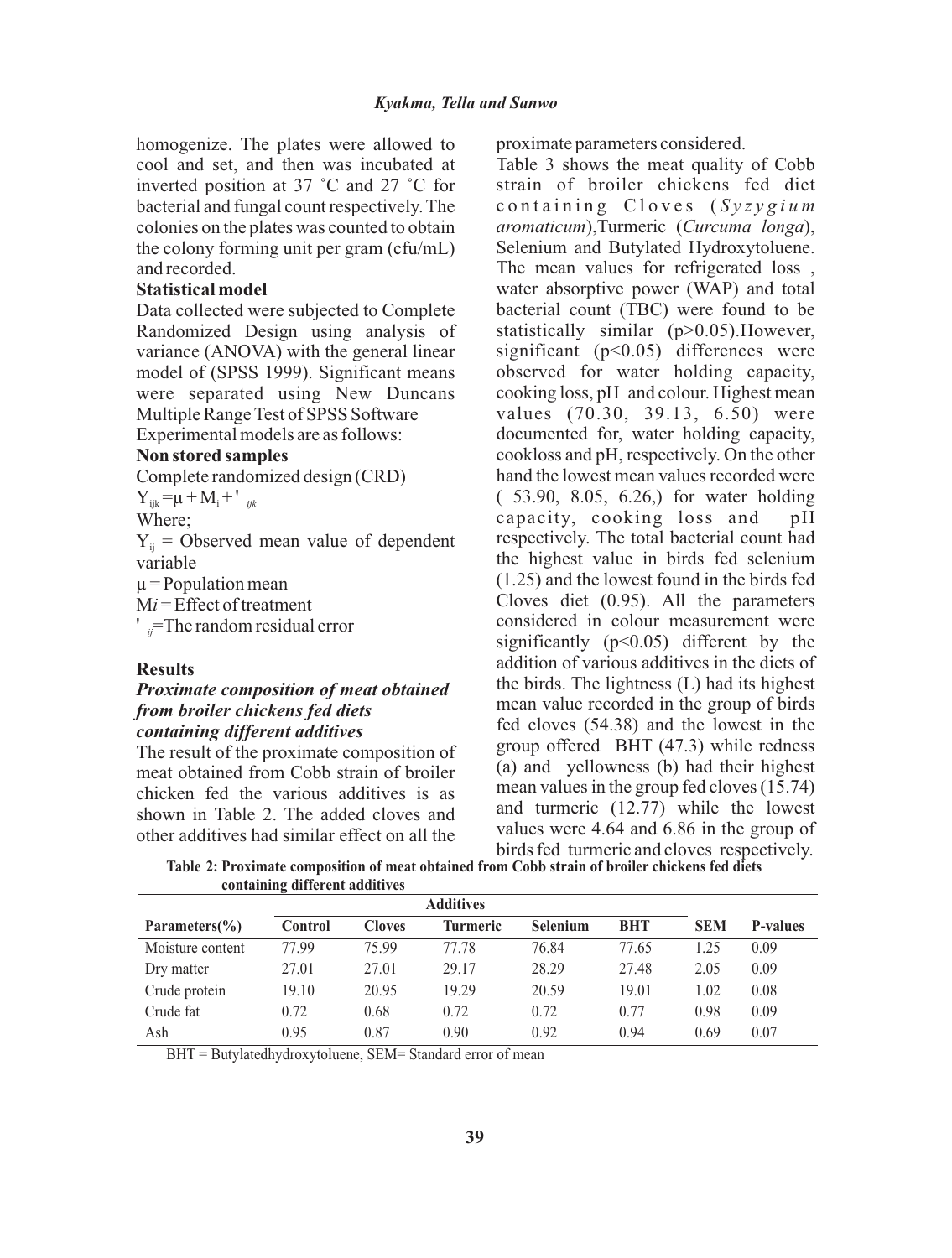homogenize. The plates were allowed to cool and set, and then was incubated at inverted position at 37 ˚C and 27 ˚C for bacterial and fungal count respectively. The colonies on the plates was counted to obtain the colony forming unit per gram (cfu/mL) and recorded.

**Statistical model**

Data collected were subjected to Complete Randomized Design using analysis of variance (ANOVA) with the general linear model of (SPSS 1999). Significant means were separated using New Duncans Multiple Range Test of SPSS Software

Experimental models are as follows:

**Non stored samples**

Complete randomized design (CRD)

$Y_{ijk} = \mu + M_i + \varepsilon_{ijk}$

Where;

$Y_{ij}$ = Observed mean value of dependent variable

$\mu$ = Population mean

$M_i$ = Effect of treatment

$\varepsilon_{ij}$ = The random residual error

## Results

### *Proximate composition of meat obtained from broiler chickens fed diets containing different additives*

The result of the proximate composition of meat obtained from Cobb strain of broiler chicken fed the various additives is as shown in Table 2. The added cloves and other additives had similar effect on all the proximate parameters considered.

Table 3 shows the meat quality of Cobb strain of broiler chickens fed diet containing Cloves (*Syzygium aromaticum*), Turmeric (*Curcuma longa*), Selenium and Butylated Hydroxytoluene. The mean values for refrigerated loss , water absorptive power (WAP) and total bacterial count (TBC) were found to be statistically similar ($p>0.05$). However, significant ($p<0.05$) differences were observed for water holding capacity, cooking loss, pH and colour. Highest mean values (70.30, 39.13, 6.50) were documented for, water holding capacity, cookloss and pH, respectively. On the other hand the lowest mean values recorded were ( 53.90, 8.05, 6.26,) for water holding capacity, cooking loss and pH respectively. The total bacterial count had the highest value in birds fed selenium (1.25) and the lowest found in the birds fed Cloves diet (0.95). All the parameters considered in colour measurement were significantly ($p<0.05$) different by the addition of various additives in the diets of the birds. The lightness (L) had its highest mean value recorded in the group of birds fed cloves (54.38) and the lowest in the group offered BHT (47.3) while redness (a) and yellowness (b) had their highest mean values in the group fed cloves (15.74) and turmeric (12.77) while the lowest values were 4.64 and 6.86 in the group of birds fed turmeric and cloves respectively.

**Table 2: Proximate composition of meat obtained from Cobb strain of broiler chickens fed diets containing different additives**

| | Additives | | | | | | |
|---|---|---|---|---|---|---|---|
| Parameters(%) | Control | Cloves | Turmeric | Selenium | BHT | SEM | P-values |
| Moisture content | 77.99 | 75.99 | 77.78 | 76.84 | 77.65 | 1.25 | 0.09 |
| Dry matter | 27.01 | 27.01 | 29.17 | 28.29 | 27.48 | 2.05 | 0.09 |
| Crude protein | 19.10 | 20.95 | 19.29 | 20.59 | 19.01 | 1.02 | 0.08 |
| Crude fat | 0.72 | 0.68 | 0.72 | 0.72 | 0.77 | 0.98 | 0.09 |
| Ash | 0.95 | 0.87 | 0.90 | 0.92 | 0.94 | 0.69 | 0.07 |

BHT = Butylatedhydroxytoluene, SEM= Standard error of mean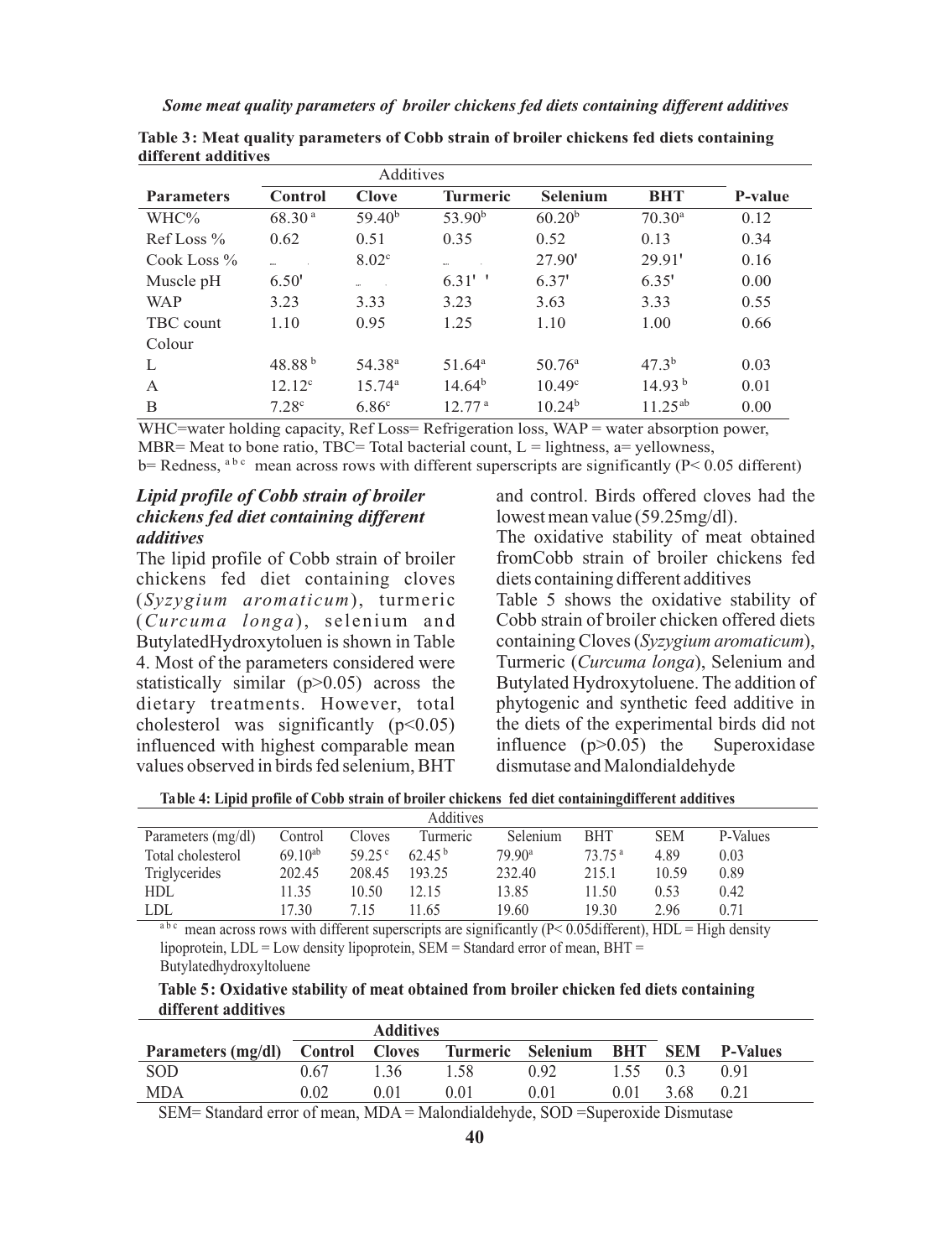**Table 3: Meat quality parameters of Cobb strain of broiler chickens fed diets containing different additives**

| | Additives | | | | | |
|---|---|---|---|---|---|---|
| **Parameters** | **Control** | **Clove** | **Turmeric** | **Selenium** | **BHT** | **P-value** |
| WHC% | 68.30 [a] | 59.40[b] | 53.90[b] | 60.20[b] | 70.30[a] | 0.12 |
| Ref Loss % | 0.62 | 0.51 | 0.35 | 0.52 | 0.13 | 0.34 |
| Cook Loss % | | 8.02[c] | | 27.90' | 29.91' | 0.16 |
| Muscle pH | 6.50' | | 6.31' ' | 6.37' | 6.35' | 0.00 |
| WAP | 3.23 | 3.33 | 3.23 | 3.63 | 3.33 | 0.55 |
| TBC count | 1.10 | 0.95 | 1.25 | 1.10 | 1.00 | 0.66 |
| Colour | | | | | | |
| L | 48.88 [b] | 54.38[a] | 51.64[a] | 50.76[a] | 47.3[b] | 0.03 |
| A | 12.12[c] | 15.74[a] | 14.64[b] | 10.49[c] | 14.93 [b] | 0.01 |
| B | 7.28[c] | 6.86[c] | 12.77 [a] | 10.24[b] | 11.25[ab] | 0.00 |

WHC=water holding capacity, Ref Loss= Refrigeration loss, WAP = water absorption power, MBR= Meat to bone ratio, TBC= Total bacterial count, L = lightness, a= yellowness, b= Redness, [a b c] mean across rows with different superscripts are significantly ($P < 0.05$ different)

### *Lipid profile of Cobb strain of broiler chickens fed diet containing different additives*

The lipid profile of Cobb strain of broiler chickens fed diet containing cloves (*Syzygium aromaticum*), turmeric (*Curcuma longa*), selenium and ButylatedHydroxytoluen is shown in Table 4. Most of the parameters considered were statistically similar ($p>0.05$) across the dietary treatments. However, total cholesterol was significantly ($p<0.05$) influenced with highest comparable mean values observed in birds fed selenium, BHT and control. Birds offered cloves had the lowest mean value (59.25mg/dl).

The oxidative stability of meat obtained fromCobb strain of broiler chickens fed diets containing different additives

Table 5 shows the oxidative stability of Cobb strain of broiler chicken offered diets containing Cloves (*Syzygium aromaticum*), Turmeric (*Curcuma longa*), Selenium and Butylated Hydroxytoluene. The addition of phytogenic and synthetic feed additive in the diets of the experimental birds did not influence ($p>0.05$) the Superoxidase dismutase and Malondialdehyde

**Table 4: Lipid profile of Cobb strain of broiler chickens fed diet containingdifferent additives**

| | Additives | | | | | | |
|---|---|---|---|---|---|---|---|
| Parameters (mg/dl) | Control | Cloves | Turmeric | Selenium | BHT | SEM | P-Values |
| Total cholesterol | 69.10[ab] | 59.25 [c] | 62.45 [b] | 79.90[a] | 73.75 [a] | 4.89 | 0.03 |
| Triglycerides | 202.45 | 208.45 | 193.25 | 232.40 | 215.1 | 10.59 | 0.89 |
| HDL | 11.35 | 10.50 | 12.15 | 13.85 | 11.50 | 0.53 | 0.42 |
| LDL | 17.30 | 7.15 | 11.65 | 19.60 | 19.30 | 2.96 | 0.71 |

[a b c] mean across rows with different superscripts are significantly ($P< 0.05$different), HDL = High density lipoprotein, LDL = Low density lipoprotein, SEM = Standard error of mean, BHT = Butylatedhydroxyltoluene

**Table 5: Oxidative stability of meat obtained from broiler chicken fed diets containing different additives**

| | **Additives** | | | | | | |
|---|---|---|---|---|---|---|---|
| **Parameters (mg/dl)** | **Control** | **Cloves** | **Turmeric** | **Selenium** | **BHT** | **SEM** | **P-Values** |
| SOD | 0.67 | 1.36 | 1.58 | 0.92 | 1.55 | 0.3 | 0.91 |
| MDA | 0.02 | 0.01 | 0.01 | 0.01 | 0.01 | 3.68 | 0.21 |

SEM= Standard error of mean, MDA = Malondialdehyde, SOD =Superoxide Dismutase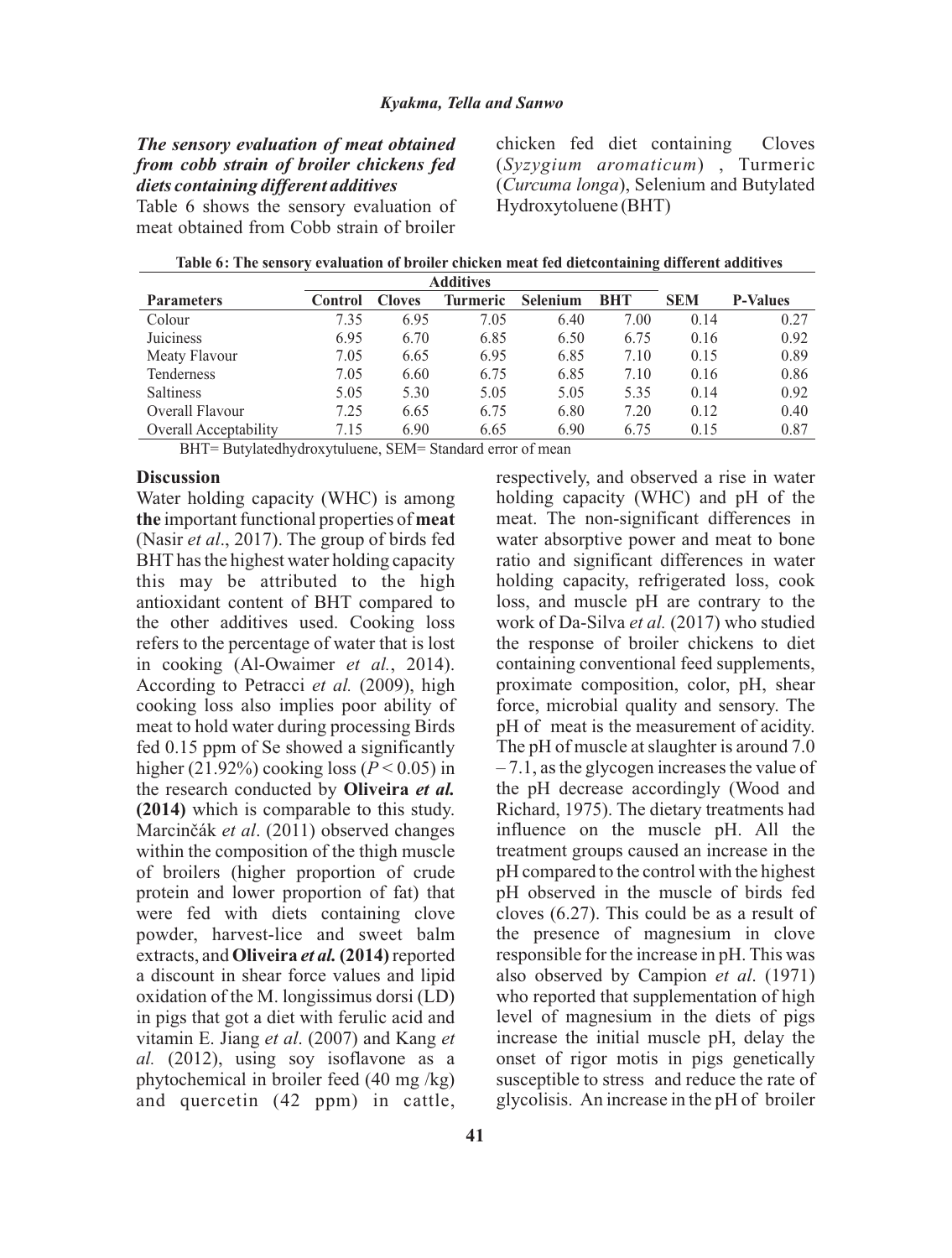***The sensory evaluation of meat obtained from cobb strain of broiler chickens fed diets containing different additives***

Table 6 shows the sensory evaluation of meat obtained from Cobb strain of broiler chicken fed diet containing Cloves (*Syzygium aromaticum*) , Turmeric (*Curcuma longa*), Selenium and Butylated Hydroxytoluene (BHT)

**Table 6: The sensory evaluation of broiler chicken meat fed dietcontaining different additives**

| | Additives | | | | | | |
|---|---|---|---|---|---|---|---|
| **Parameters** | **Control** | **Cloves** | **Turmeric** | **Selenium** | **BHT** | **SEM** | **P-Values** |
| Colour | 7.35 | 6.95 | 7.05 | 6.40 | 7.00 | 0.14 | 0.27 |
| Juiciness | 6.95 | 6.70 | 6.85 | 6.50 | 6.75 | 0.16 | 0.92 |
| Meaty Flavour | 7.05 | 6.65 | 6.95 | 6.85 | 7.10 | 0.15 | 0.89 |
| Tenderness | 7.05 | 6.60 | 6.75 | 6.85 | 7.10 | 0.16 | 0.86 |
| Saltiness | 5.05 | 5.30 | 5.05 | 5.05 | 5.35 | 0.14 | 0.92 |
| Overall Flavour | 7.25 | 6.65 | 6.75 | 6.80 | 7.20 | 0.12 | 0.40 |
| Overall Acceptability | 7.15 | 6.90 | 6.65 | 6.90 | 6.75 | 0.15 | 0.87 |

BHT= Butylatedhydroxytuluene, SEM= Standard error of mean

## Discussion

Water holding capacity (WHC) is among **the** important functional properties of **meat** (Nasir *et al*., 2017). The group of birds fed BHT has the highest water holding capacity this may be attributed to the high antioxidant content of BHT compared to the other additives used. Cooking loss refers to the percentage of water that is lost in cooking (Al-Owaimer *et al.*, 2014). According to Petracci *et al.* (2009), high cooking loss also implies poor ability of meat to hold water during processing Birds fed 0.15 ppm of Se showed a significantly higher (21.92%) cooking loss ($P < 0.05$) in the research conducted by **Oliveira *et al.* (2014)** which is comparable to this study. Marcinčák *et al*. (2011) observed changes within the composition of the thigh muscle of broilers (higher proportion of crude protein and lower proportion of fat) that were fed with diets containing clove powder, harvest-lice and sweet balm extracts, and **Oliveira *et al.* (2014)** reported a discount in shear force values and lipid oxidation of the M. longissimus dorsi (LD) in pigs that got a diet with ferulic acid and vitamin E. Jiang *et al*. (2007) and Kang *et al.* (2012), using soy isoflavone as a phytochemical in broiler feed (40 mg /kg) and quercetin (42 ppm) in cattle, respectively, and observed a rise in water holding capacity (WHC) and pH of the meat. The non-significant differences in water absorptive power and meat to bone ratio and significant differences in water holding capacity, refrigerated loss, cook loss, and muscle pH are contrary to the work of Da-Silva *et al.* (2017) who studied the response of broiler chickens to diet containing conventional feed supplements, proximate composition, color, pH, shear force, microbial quality and sensory. The pH of meat is the measurement of acidity. The pH of muscle at slaughter is around 7.0 – 7.1, as the glycogen increases the value of the pH decrease accordingly (Wood and Richard, 1975). The dietary treatments had influence on the muscle pH. All the treatment groups caused an increase in the pH compared to the control with the highest pH observed in the muscle of birds fed cloves (6.27). This could be as a result of the presence of magnesium in clove responsible for the increase in pH. This was also observed by Campion *et al*. (1971) who reported that supplementation of high level of magnesium in the diets of pigs increase the initial muscle pH, delay the onset of rigor motis in pigs genetically susceptible to stress and reduce the rate of glycolisis. An increase in the pH of broiler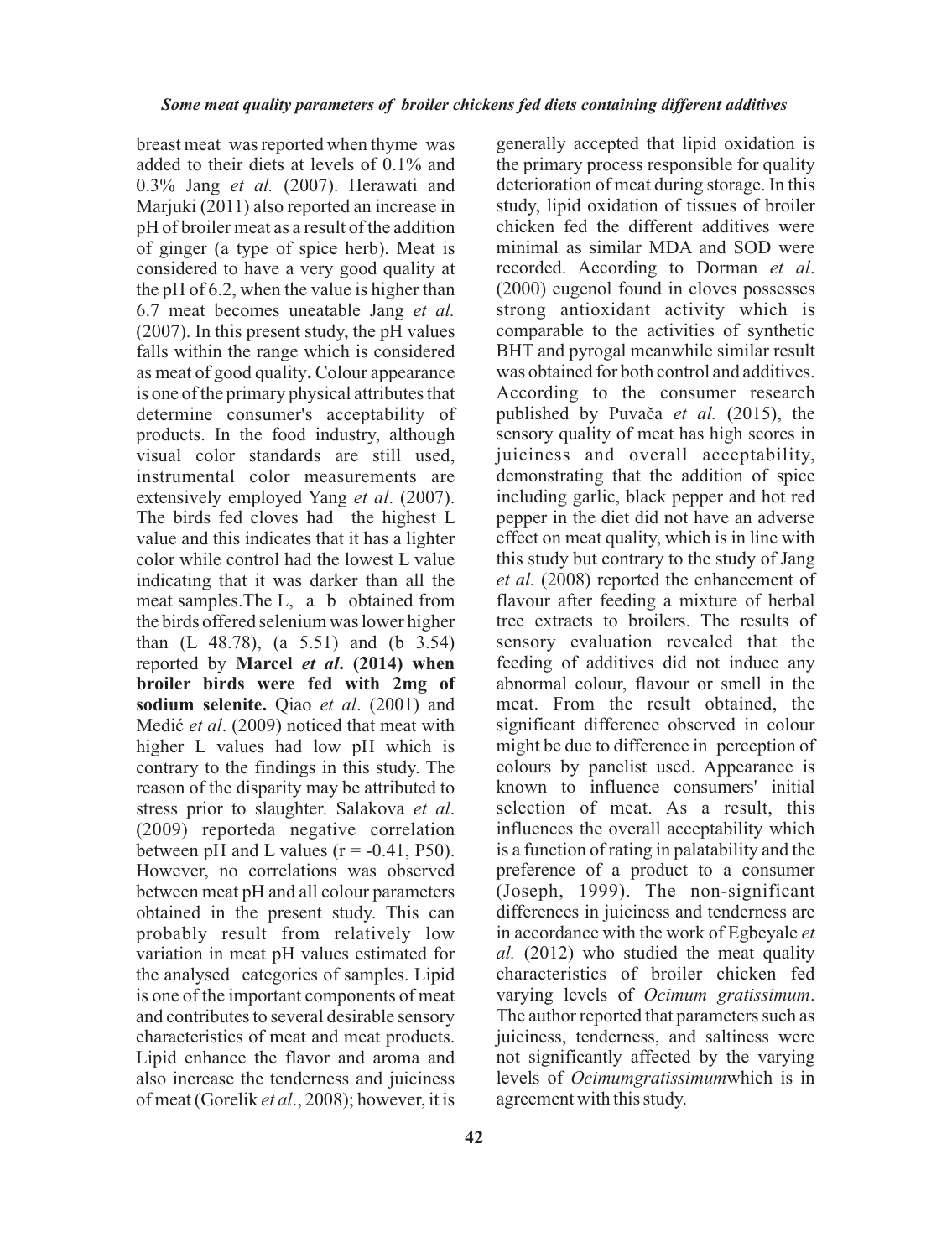breast meat was reported when thyme was added to their diets at levels of 0.1% and 0.3% Jang *et al.* (2007). Herawati and Marjuki (2011) also reported an increase in pH of broiler meat as a result of the addition of ginger (a type of spice herb). Meat is considered to have a very good quality at the pH of 6.2, when the value is higher than 6.7 meat becomes uneatable Jang *et al.* (2007). In this present study, the pH values falls within the range which is considered as meat of good quality**.** Colour appearance is one of the primary physical attributes that determine consumer's acceptability of products. In the food industry, although visual color standards are still used, instrumental color measurements are extensively employed Yang *et al*. (2007). The birds fed cloves had the highest L value and this indicates that it has a lighter color while control had the lowest L value indicating that it was darker than all the meat samples.The L, a b obtained from the birds offered selenium was lower higher than (L 48.78), (a 5.51) and (b 3.54) reported by **Marcel *et al*. (2014) when broiler birds were fed with 2mg of sodium selenite.** Qiao *et al*. (2001) and Medić *et al*. (2009) noticed that meat with higher L values had low pH which is contrary to the findings in this study. The reason of the disparity may be attributed to stress prior to slaughter. Salakova *et al*. (2009) reporteda negative correlation between pH and L values ($r = -0.41$, P50). However, no correlations was observed between meat pH and all colour parameters obtained in the present study. This can probably result from relatively low variation in meat pH values estimated for the analysed categories of samples. Lipid is one of the important components of meat and contributes to several desirable sensory characteristics of meat and meat products. Lipid enhance the flavor and aroma and also increase the tenderness and juiciness of meat (Gorelik *et al*., 2008); however, it is generally accepted that lipid oxidation is the primary process responsible for quality deterioration of meat during storage. In this study, lipid oxidation of tissues of broiler chicken fed the different additives were minimal as similar MDA and SOD were recorded. According to Dorman *et al*. (2000) eugenol found in cloves possesses strong antioxidant activity which is comparable to the activities of synthetic BHT and pyrogal meanwhile similar result was obtained for both control and additives. According to the consumer research published by Puvača *et al.* (2015), the sensory quality of meat has high scores in juiciness and overall acceptability, demonstrating that the addition of spice including garlic, black pepper and hot red pepper in the diet did not have an adverse effect on meat quality, which is in line with this study but contrary to the study of Jang *et al.* (2008) reported the enhancement of flavour after feeding a mixture of herbal tree extracts to broilers. The results of sensory evaluation revealed that the feeding of additives did not induce any abnormal colour, flavour or smell in the meat. From the result obtained, the significant difference observed in colour might be due to difference in perception of colours by panelist used. Appearance is known to influence consumers' initial selection of meat. As a result, this influences the overall acceptability which is a function of rating in palatability and the preference of a product to a consumer (Joseph, 1999). The non-significant differences in juiciness and tenderness are in accordance with the work of Egbeyale *et al.* (2012) who studied the meat quality characteristics of broiler chicken fed varying levels of *Ocimum gratissimum*. The author reported that parameters such as juiciness, tenderness, and saltiness were not significantly affected by the varying levels of *Ocimumgratissimum*which is in agreement with this study.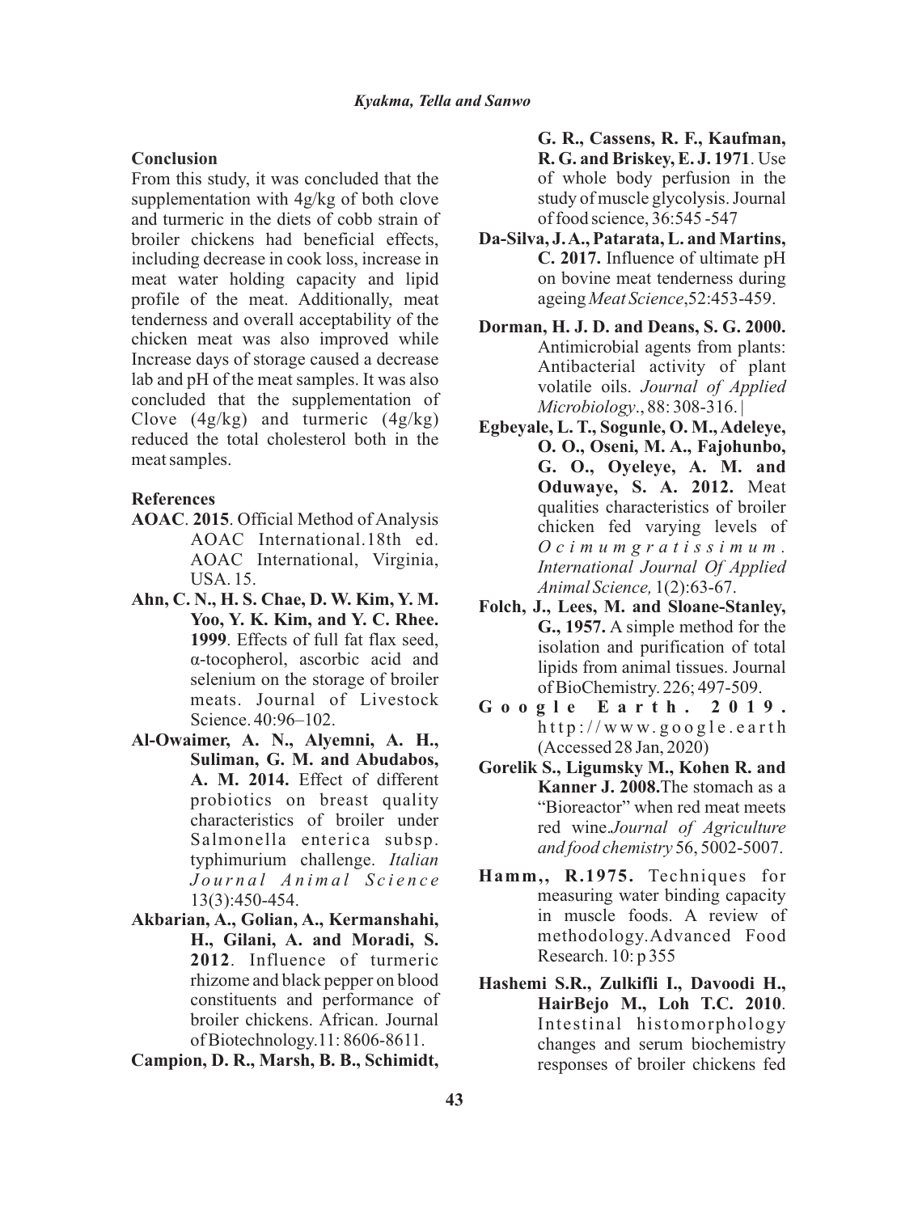## Conclusion

From this study, it was concluded that the supplementation with 4g/kg of both clove and turmeric in the diets of cobb strain of broiler chickens had beneficial effects, including decrease in cook loss, increase in meat water holding capacity and lipid profile of the meat. Additionally, meat tenderness and overall acceptability of the chicken meat was also improved while Increase days of storage caused a decrease lab and pH of the meat samples. It was also concluded that the supplementation of Clove (4g/kg) and turmeric (4g/kg) reduced the total cholesterol both in the meat samples.

## References

**AOAC**. **2015**. Official Method of Analysis AOAC International.18th ed. AOAC International, Virginia, USA. 15.

**Ahn, C. N., H. S. Chae, D. W. Kim, Y. M. Yoo, Y. K. Kim, and Y. C. Rhee. 1999**. Effects of full fat flax seed, α-tocopherol, ascorbic acid and selenium on the storage of broiler meats. Journal of Livestock Science. 40:96–102.

**Al-Owaimer, A. N., Alyemni, A. H., Suliman, G. M. and Abudabos, A. M. 2014.** Effect of different probiotics on breast quality characteristics of broiler under Salmonella enterica subsp. typhimurium challenge. *Italian Journal Animal Science* 13(3):450-454.

**Akbarian, A., Golian, A., Kermanshahi, H., Gilani, A. and Moradi, S. 2012**. Influence of turmeric rhizome and black pepper on blood constituents and performance of broiler chickens. African. Journal of Biotechnology.11: 8606-8611.

**Campion, D. R., Marsh, B. B., Schimidt, G. R., Cassens, R. F., Kaufman, R. G. and Briskey, E. J. 1971**. Use of whole body perfusion in the study of muscle glycolysis. Journal of food science, 36:545 -547

**Da-Silva, J. A., Patarata, L. and Martins, C. 2017.** Influence of ultimate pH on bovine meat tenderness during ageing *Meat Science*,52:453-459.

**Dorman, H. J. D. and Deans, S. G. 2000.** Antimicrobial agents from plants: Antibacterial activity of plant volatile oils. *Journal of Applied Microbiology*., 88: 308-316.|

**Egbeyale, L. T., Sogunle, O. M., Adeleye, O. O., Oseni, M. A., Fajohunbo, G. O., Oyeleye, A. M. and Oduwaye, S. A. 2012.** Meat qualities characteristics of broiler chicken fed varying levels of *Ocimumgratissimum*. *International Journal Of Applied Animal Science,* 1(2):63-67.

**Folch, J., Lees, M. and Sloane-Stanley, G., 1957.** A simple method for the isolation and purification of total lipids from animal tissues. Journal of BioChemistry. 226; 497-509.

**Google Earth. 2019.** http://www.google.earth (Accessed 28 Jan, 2020)

**Gorelik S., Ligumsky M., Kohen R. and Kanner J. 2008.**The stomach as a "Bioreactor" when red meat meets red wine.*Journal of Agriculture and food chemistry* 56, 5002-5007.

**Hamm,, R.1975.** Techniques for measuring water binding capacity in muscle foods. A review of methodology.Advanced Food Research. 10: p 355

**Hashemi S.R., Zulkifli I., Davoodi H., HairBejo M., Loh T.C. 2010**. Intestinal histomorphology changes and serum biochemistry responses of broiler chickens fed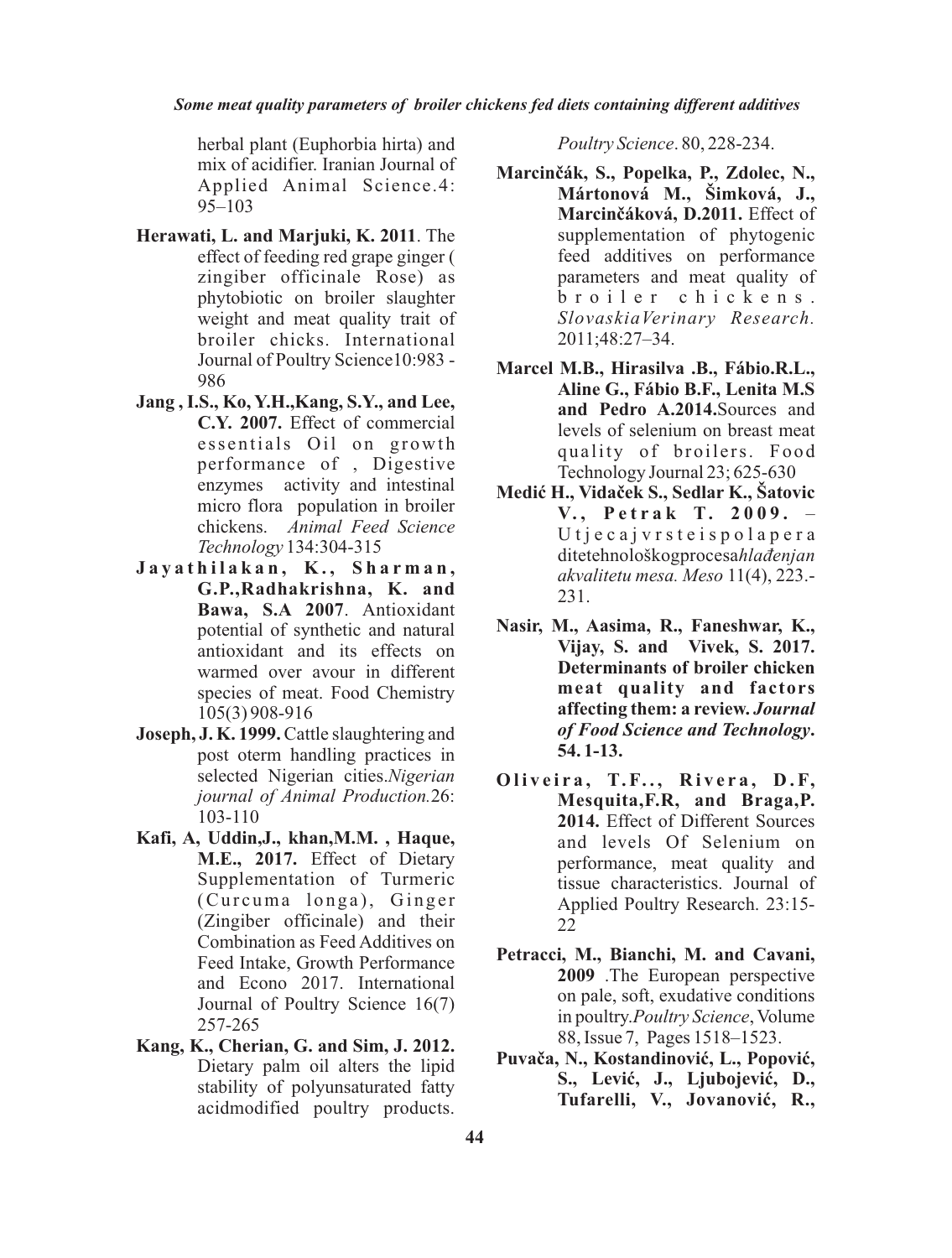herbal plant (Euphorbia hirta) and mix of acidifier. Iranian Journal of Applied Animal Science.4: 95–103

**Herawati, L. and Marjuki, K. 2011**. The effect of feeding red grape ginger ( zingiber officinale Rose) as phytobiotic on broiler slaughter weight and meat quality trait of broiler chicks. International Journal of Poultry Science10:983 - 986

**Jang , I.S., Ko, Y.H.,Kang, S.Y., and Lee, C.Y. 2007.** Effect of commercial essentials Oil on growth performance of , Digestive enzymes activity and intestinal micro flora population in broiler chickens. *Animal Feed Science Technology* 134:304-315

**Jayathilakan, K., Sharman, G.P.,Radhakrishna, K. and Bawa, S.A 2007**. Antioxidant potential of synthetic and natural antioxidant and its effects on warmed over avour in different species of meat. Food Chemistry 105(3) 908-916

**Joseph, J. K. 1999.** Cattle slaughtering and post oterm handling practices in selected Nigerian cities.*Nigerian journal of Animal Production.*26: 103-110

**Kafi, A, Uddin,J., khan,M.M. , Haque, M.E., 2017.** Effect of Dietary Supplementation of Turmeric (Curcuma longa), Ginger (Zingiber officinale) and their Combination as Feed Additives on Feed Intake, Growth Performance and Econo 2017. International Journal of Poultry Science 16(7) 257-265

**Kang, K., Cherian, G. and Sim, J. 2012.** Dietary palm oil alters the lipid stability of polyunsaturated fatty acidmodified poultry products. *Poultry Science*. 80, 228-234.

**Marcinčák, S., Popelka, P., Zdolec, N., Mártonová M., Šimková, J., Marcinčáková, D.2011.** Effect of supplementation of phytogenic feed additives on performance parameters and meat quality of broiler chickens. *SlovaskiaVerinary Research.* 2011;48:27–34.

**Marcel M.B., Hirasilva .B., Fábio.R.L., Aline G., Fábio B.F., Lenita M.S and Pedro A.2014.**Sources and levels of selenium on breast meat quality of broilers. Food Technology Journal 23; 625-630

**Medić H., Vidaček S., Sedlar K., Šatovic V., Petrak T. 2009.** – Utjecajvrsteispolapera ditetehnološkogprocesa*hlađenjan akvalitetu mesa. Meso* 11(4), 223.-231.

**Nasir, M., Aasima, R., Faneshwar, K., Vijay, S. and Vivek, S. 2017. Determinants of broiler chicken meat quality and factors affecting them: a review. *Journal of Food Science and Technology*. 54. 1-13.**

**Oliveira, T.F.., Rivera, D.F, Mesquita,F.R, and Braga,P. 2014.** Effect of Different Sources and levels Of Selenium on performance, meat quality and tissue characteristics. Journal of Applied Poultry Research. 23:15-22

**Petracci, M., Bianchi, M. and Cavani, 2009** .The European perspective on pale, soft, exudative conditions in poultry.*Poultry Science*, Volume 88, Issue 7, Pages 1518–1523.

**Puvača, N., Kostandinović, L., Popović, S., Lević, J., Ljubojević, D., Tufarelli, V., Jovanović, R.,**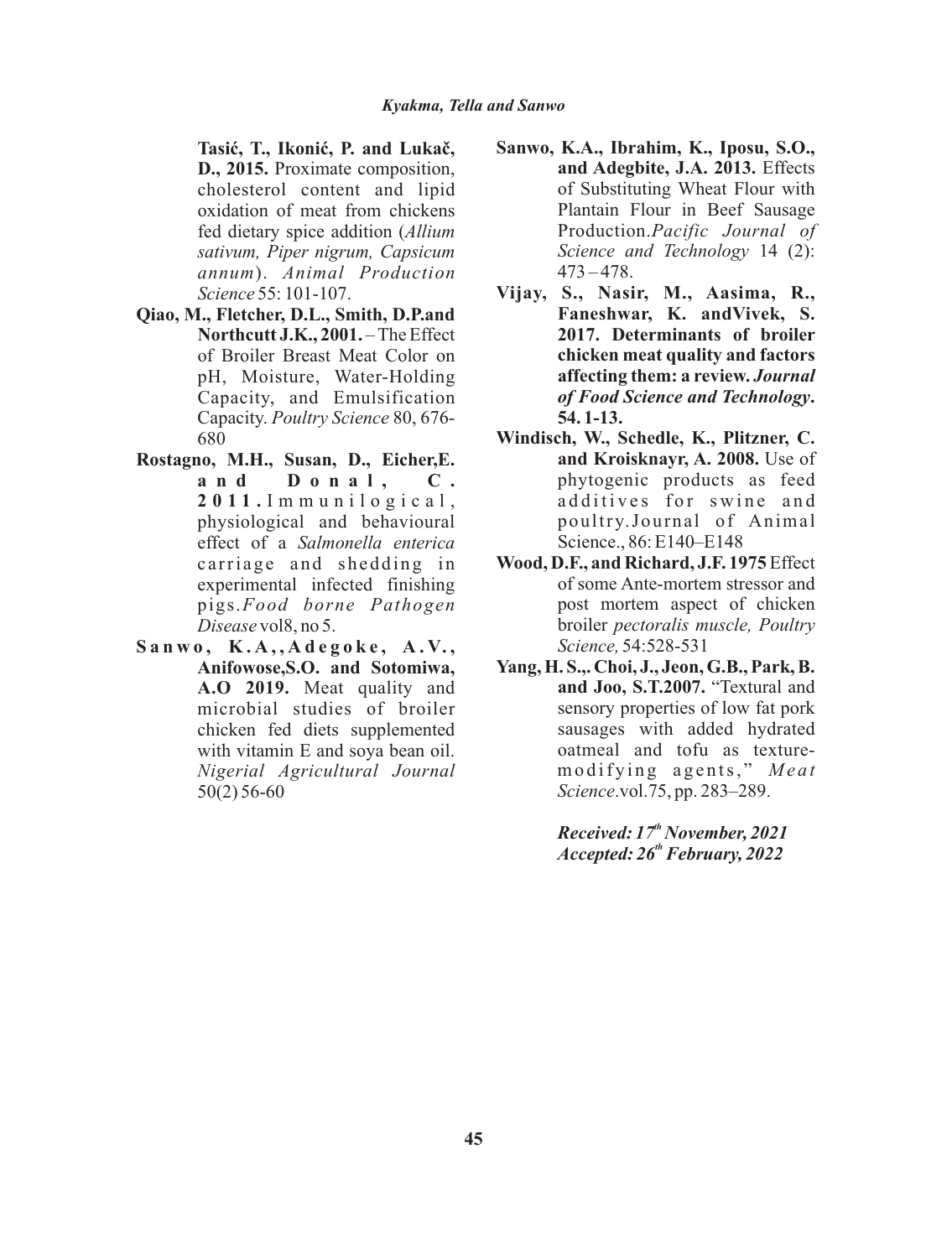**Tasić, T., Ikonić, P. and Lukač, D., 2015.** Proximate composition, cholesterol content and lipid oxidation of meat from chickens fed dietary spice addition (*Allium sativum, Piper nigrum, Capsicum annum*). *Animal Production Science* 55: 101-107.

**Qiao, M., Fletcher, D.L., Smith, D.P.and Northcutt J.K., 2001.** – The Effect of Broiler Breast Meat Color on pH, Moisture, Water-Holding Capacity, and Emulsification Capacity. *Poultry Science* 80, 676-680

**Rostagno, M.H., Susan, D., Eicher,E. and Donal, C. 2011.** Immunilogical, physiological and behavioural effect of a *Salmonella enterica* carriage and shedding in experimental infected finishing pigs.*Food borne Pathogen Disease* vol8, no 5.

**Sanwo, K.A,,Adegoke, A.V., Anifowose,S.O. and Sotomiwa, A.O 2019.** Meat quality and microbial studies of broiler chicken fed diets supplemented with vitamin E and soya bean oil. *Nigerial Agricultural Journal* 50(2) 56-60

**Sanwo, K.A., Ibrahim, K., Iposu, S.O., and Adegbite, J.A. 2013.** Effects of Substituting Wheat Flour with Plantain Flour in Beef Sausage Production.*Pacific Journal of Science and Technology* 14 (2): 473 – 478.

**Vijay, S., Nasir, M., Aasima, R., Faneshwar, K. andVivek, S. 2017. Determinants of broiler chicken meat quality and factors affecting them: a review. *Journal of Food Science and Technology*. 54. 1-13.**

**Windisch, W., Schedle, K., Plitzner, C. and Kroisknayr, A. 2008.** Use of phytogenic products as feed additives for swine and poultry.Journal of Animal Science., 86: E140–E148

**Wood, D.F., and Richard, J.F. 1975** Effect of some Ante-mortem stressor and post mortem aspect of chicken broiler *pectoralis muscle, Poultry Science,* 54:528-531

**Yang, H. S.,. Choi, J., Jeon, G.B., Park, B. and Joo, S.T.2007.** "Textural and sensory properties of low fat pork sausages with added hydrated oatmeal and tofu as texture-modifying agents," *Meat Science*.vol.75, pp. 283–289.

***Received: 17th November, 2021***
***Accepted: 26th February, 2022***